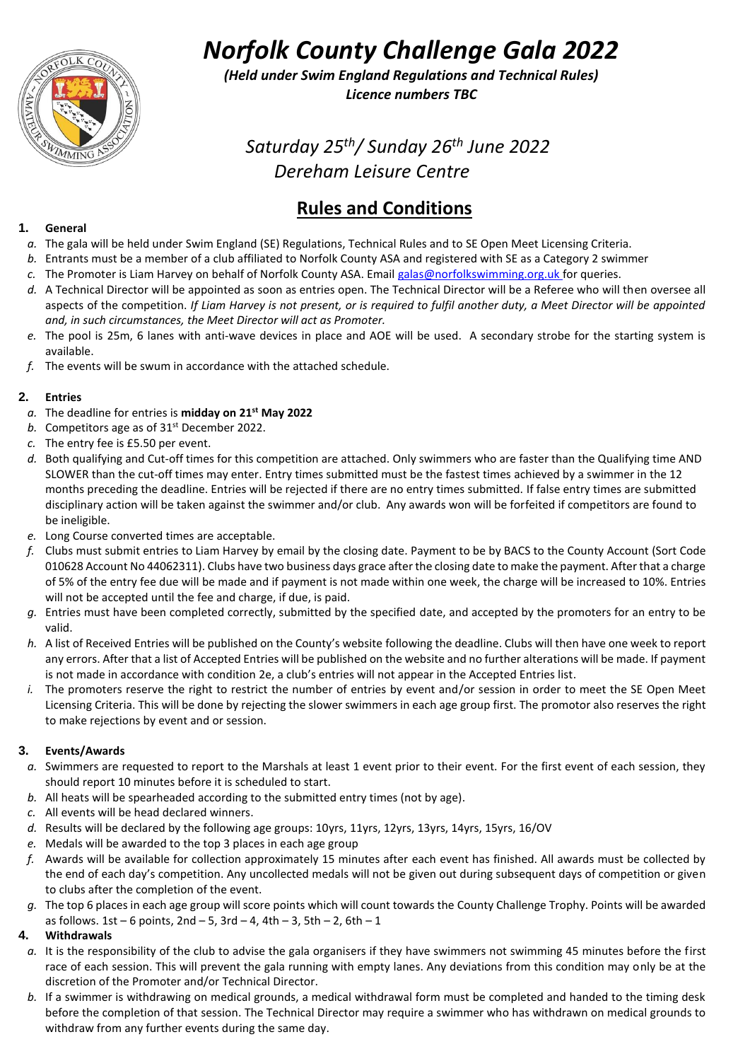# *Norfolk County Challenge Gala 2022*

***(Held under Swim England Regulations and Technical Rules)***

***Licence numbers TBC***

*Saturday 25th/ Sunday 26th June 2022*

*Dereham Leisure Centre*

## Rules and Conditions

### 1. General

*a.* The gala will be held under Swim England (SE) Regulations, Technical Rules and to SE Open Meet Licensing Criteria.

*b.* Entrants must be a member of a club affiliated to Norfolk County ASA and registered with SE as a Category 2 swimmer

*c.* The Promoter is Liam Harvey on behalf of Norfolk County ASA. Email galas@norfolkswimming.org.uk for queries.

*d.* A Technical Director will be appointed as soon as entries open. The Technical Director will be a Referee who will then oversee all aspects of the competition. *If Liam Harvey is not present, or is required to fulfil another duty, a Meet Director will be appointed and, in such circumstances, the Meet Director will act as Promoter.*

*e.* The pool is 25m, 6 lanes with anti-wave devices in place and AOE will be used. A secondary strobe for the starting system is available.

*f.* The events will be swum in accordance with the attached schedule.

### 2. Entries

*a.* The deadline for entries is **midday on 21st May 2022**

*b.* Competitors age as of 31st December 2022.

*c.* The entry fee is £5.50 per event.

*d.* Both qualifying and Cut-off times for this competition are attached. Only swimmers who are faster than the Qualifying time AND SLOWER than the cut-off times may enter. Entry times submitted must be the fastest times achieved by a swimmer in the 12 months preceding the deadline. Entries will be rejected if there are no entry times submitted. If false entry times are submitted disciplinary action will be taken against the swimmer and/or club. Any awards won will be forfeited if competitors are found to be ineligible.

*e.* Long Course converted times are acceptable.

*f.* Clubs must submit entries to Liam Harvey by email by the closing date. Payment to be by BACS to the County Account (Sort Code 010628 Account No 44062311). Clubs have two business days grace after the closing date to make the payment. After that a charge of 5% of the entry fee due will be made and if payment is not made within one week, the charge will be increased to 10%. Entries will not be accepted until the fee and charge, if due, is paid.

*g.* Entries must have been completed correctly, submitted by the specified date, and accepted by the promoters for an entry to be valid.

*h.* A list of Received Entries will be published on the County's website following the deadline. Clubs will then have one week to report any errors. After that a list of Accepted Entries will be published on the website and no further alterations will be made. If payment is not made in accordance with condition 2e, a club's entries will not appear in the Accepted Entries list.

*i.* The promoters reserve the right to restrict the number of entries by event and/or session in order to meet the SE Open Meet Licensing Criteria. This will be done by rejecting the slower swimmers in each age group first. The promotor also reserves the right to make rejections by event and or session.

### 3. Events/Awards

*a.* Swimmers are requested to report to the Marshals at least 1 event prior to their event. For the first event of each session, they should report 10 minutes before it is scheduled to start.

*b.* All heats will be spearheaded according to the submitted entry times (not by age).

*c.* All events will be head declared winners.

*d.* Results will be declared by the following age groups: 10yrs, 11yrs, 12yrs, 13yrs, 14yrs, 15yrs, 16/OV

*e.* Medals will be awarded to the top 3 places in each age group

*f.* Awards will be available for collection approximately 15 minutes after each event has finished. All awards must be collected by the end of each day's competition. Any uncollected medals will not be given out during subsequent days of competition or given to clubs after the completion of the event.

*g.* The top 6 places in each age group will score points which will count towards the County Challenge Trophy. Points will be awarded as follows. 1st – 6 points, 2nd – 5, 3rd – 4, 4th – 3, 5th – 2, 6th – 1

### 4. Withdrawals

*a.* It is the responsibility of the club to advise the gala organisers if they have swimmers not swimming 45 minutes before the first race of each session. This will prevent the gala running with empty lanes. Any deviations from this condition may only be at the discretion of the Promoter and/or Technical Director.

*b.* If a swimmer is withdrawing on medical grounds, a medical withdrawal form must be completed and handed to the timing desk before the completion of that session. The Technical Director may require a swimmer who has withdrawn on medical grounds to withdraw from any further events during the same day.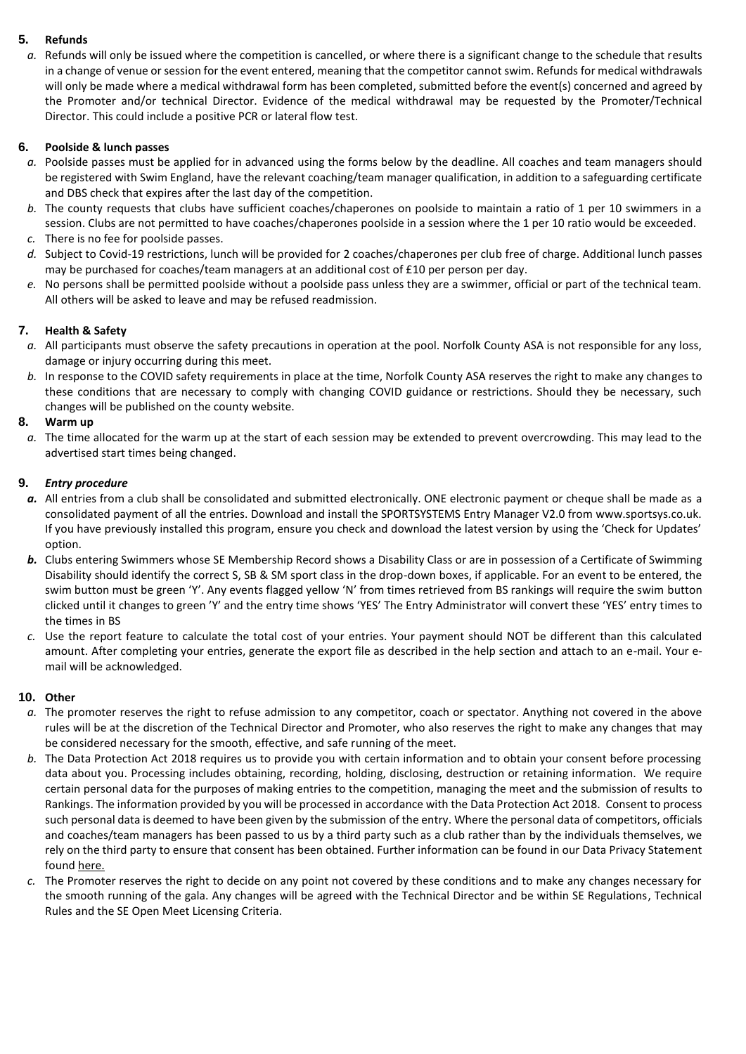## 5. Refunds

*a.* Refunds will only be issued where the competition is cancelled, or where there is a significant change to the schedule that results in a change of venue or session for the event entered, meaning that the competitor cannot swim. Refunds for medical withdrawals will only be made where a medical withdrawal form has been completed, submitted before the event(s) concerned and agreed by the Promoter and/or technical Director. Evidence of the medical withdrawal may be requested by the Promoter/Technical Director. This could include a positive PCR or lateral flow test.

## 6. Poolside & lunch passes

*a.* Poolside passes must be applied for in advanced using the forms below by the deadline. All coaches and team managers should be registered with Swim England, have the relevant coaching/team manager qualification, in addition to a safeguarding certificate and DBS check that expires after the last day of the competition.

*b.* The county requests that clubs have sufficient coaches/chaperones on poolside to maintain a ratio of 1 per 10 swimmers in a session. Clubs are not permitted to have coaches/chaperones poolside in a session where the 1 per 10 ratio would be exceeded.

*c.* There is no fee for poolside passes.

*d.* Subject to Covid-19 restrictions, lunch will be provided for 2 coaches/chaperones per club free of charge. Additional lunch passes may be purchased for coaches/team managers at an additional cost of £10 per person per day.

*e.* No persons shall be permitted poolside without a poolside pass unless they are a swimmer, official or part of the technical team. All others will be asked to leave and may be refused readmission.

## 7. Health & Safety

*a.* All participants must observe the safety precautions in operation at the pool. Norfolk County ASA is not responsible for any loss, damage or injury occurring during this meet.

*b.* In response to the COVID safety requirements in place at the time, Norfolk County ASA reserves the right to make any changes to these conditions that are necessary to comply with changing COVID guidance or restrictions. Should they be necessary, such changes will be published on the county website.

## 8. Warm up

*a.* The time allocated for the warm up at the start of each session may be extended to prevent overcrowding. This may lead to the advertised start times being changed.

## 9. *Entry procedure*

***a.*** All entries from a club shall be consolidated and submitted electronically. ONE electronic payment or cheque shall be made as a consolidated payment of all the entries. Download and install the SPORTSYSTEMS Entry Manager V2.0 from www.sportsys.co.uk. If you have previously installed this program, ensure you check and download the latest version by using the 'Check for Updates' option.

***b.*** Clubs entering Swimmers whose SE Membership Record shows a Disability Class or are in possession of a Certificate of Swimming Disability should identify the correct S, SB & SM sport class in the drop-down boxes, if applicable. For an event to be entered, the swim button must be green 'Y'. Any events flagged yellow 'N' from times retrieved from BS rankings will require the swim button clicked until it changes to green 'Y' and the entry time shows 'YES' The Entry Administrator will convert these 'YES' entry times to the times in BS

*c.* Use the report feature to calculate the total cost of your entries. Your payment should NOT be different than this calculated amount. After completing your entries, generate the export file as described in the help section and attach to an e-mail. Your e-mail will be acknowledged.

## 10. Other

*a.* The promoter reserves the right to refuse admission to any competitor, coach or spectator. Anything not covered in the above rules will be at the discretion of the Technical Director and Promoter, who also reserves the right to make any changes that may be considered necessary for the smooth, effective, and safe running of the meet.

*b.* The Data Protection Act 2018 requires us to provide you with certain information and to obtain your consent before processing data about you. Processing includes obtaining, recording, holding, disclosing, destruction or retaining information. We require certain personal data for the purposes of making entries to the competition, managing the meet and the submission of results to Rankings. The information provided by you will be processed in accordance with the Data Protection Act 2018. Consent to process such personal data is deemed to have been given by the submission of the entry. Where the personal data of competitors, officials and coaches/team managers has been passed to us by a third party such as a club rather than by the individuals themselves, we rely on the third party to ensure that consent has been obtained. Further information can be found in our Data Privacy Statement found here.

*c.* The Promoter reserves the right to decide on any point not covered by these conditions and to make any changes necessary for the smooth running of the gala. Any changes will be agreed with the Technical Director and be within SE Regulations, Technical Rules and the SE Open Meet Licensing Criteria.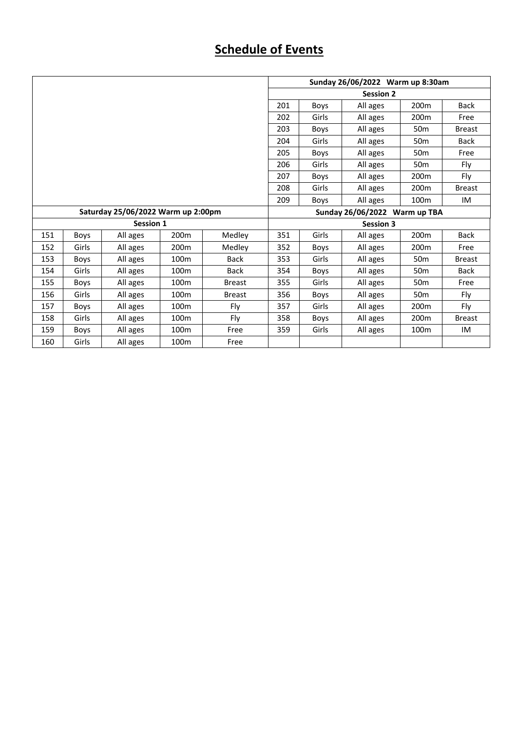# Schedule of Events

| | | | | | Sunday 26/06/2022 Warm up 8:30am | | | | |
|---|---|---|---|---|---|---|---|---|---|
| | | | | | Session 2 | | | | |
| | | | | | 201 | Boys | All ages | 200m | Back |
| | | | | | 202 | Girls | All ages | 200m | Free |
| | | | | | 203 | Boys | All ages | 50m | Breast |
| | | | | | 204 | Girls | All ages | 50m | Back |
| | | | | | 205 | Boys | All ages | 50m | Free |
| | | | | | 206 | Girls | All ages | 50m | Fly |
| | | | | | 207 | Boys | All ages | 200m | Fly |
| | | | | | 208 | Girls | All ages | 200m | Breast |
| | | | | | 209 | Boys | All ages | 100m | IM |
| Saturday 25/06/2022 Warm up 2:00pm | | | | | Sunday 26/06/2022 Warm up TBA | | | | |
| Session 1 | | | | | Session 3 | | | | |
| 151 | Boys | All ages | 200m | Medley | 351 | Girls | All ages | 200m | Back |
| 152 | Girls | All ages | 200m | Medley | 352 | Boys | All ages | 200m | Free |
| 153 | Boys | All ages | 100m | Back | 353 | Girls | All ages | 50m | Breast |
| 154 | Girls | All ages | 100m | Back | 354 | Boys | All ages | 50m | Back |
| 155 | Boys | All ages | 100m | Breast | 355 | Girls | All ages | 50m | Free |
| 156 | Girls | All ages | 100m | Breast | 356 | Boys | All ages | 50m | Fly |
| 157 | Boys | All ages | 100m | Fly | 357 | Girls | All ages | 200m | Fly |
| 158 | Girls | All ages | 100m | Fly | 358 | Boys | All ages | 200m | Breast |
| 159 | Boys | All ages | 100m | Free | 359 | Girls | All ages | 100m | IM |
| 160 | Girls | All ages | 100m | Free | | | | | |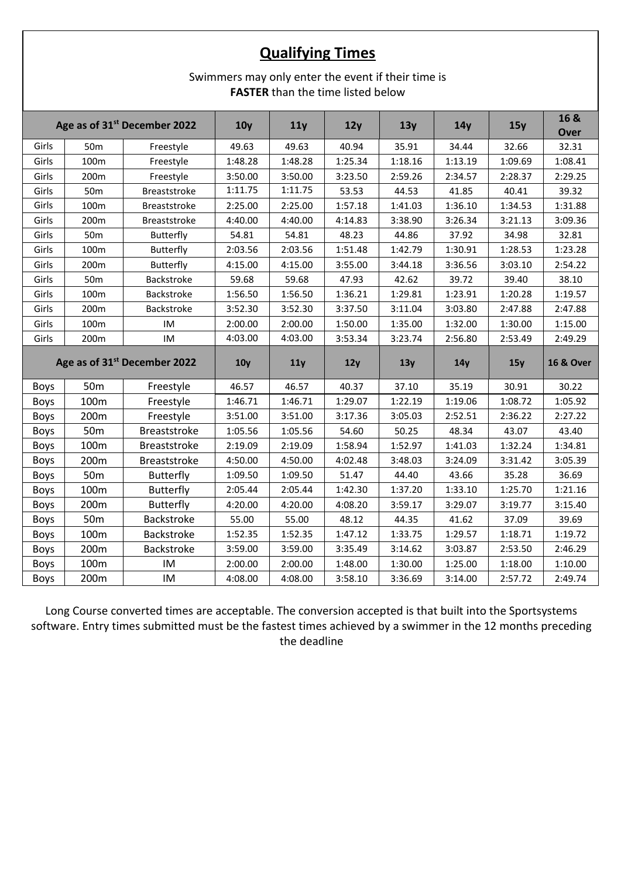## Qualifying Times

Swimmers may only enter the event if their time is
**FASTER** than the time listed below

| Age as of 31st December 2022 | | | 10y | 11y | 12y | 13y | 14y | 15y | 16 & Over |
|---|---|---|---|---|---|---|---|---|---|
| Girls | 50m | Freestyle | 49.63 | 49.63 | 40.94 | 35.91 | 34.44 | 32.66 | 32.31 |
| Girls | 100m | Freestyle | 1:48.28 | 1:48.28 | 1:25.34 | 1:18.16 | 1:13.19 | 1:09.69 | 1:08.41 |
| Girls | 200m | Freestyle | 3:50.00 | 3:50.00 | 3:23.50 | 2:59.26 | 2:34.57 | 2:28.37 | 2:29.25 |
| Girls | 50m | Breaststroke | 1:11.75 | 1:11.75 | 53.53 | 44.53 | 41.85 | 40.41 | 39.32 |
| Girls | 100m | Breaststroke | 2:25.00 | 2:25.00 | 1:57.18 | 1:41.03 | 1:36.10 | 1:34.53 | 1:31.88 |
| Girls | 200m | Breaststroke | 4:40.00 | 4:40.00 | 4:14.83 | 3:38.90 | 3:26.34 | 3:21.13 | 3:09.36 |
| Girls | 50m | Butterfly | 54.81 | 54.81 | 48.23 | 44.86 | 37.92 | 34.98 | 32.81 |
| Girls | 100m | Butterfly | 2:03.56 | 2:03.56 | 1:51.48 | 1:42.79 | 1:30.91 | 1:28.53 | 1:23.28 |
| Girls | 200m | Butterfly | 4:15.00 | 4:15.00 | 3:55.00 | 3:44.18 | 3:36.56 | 3:03.10 | 2:54.22 |
| Girls | 50m | Backstroke | 59.68 | 59.68 | 47.93 | 42.62 | 39.72 | 39.40 | 38.10 |
| Girls | 100m | Backstroke | 1:56.50 | 1:56.50 | 1:36.21 | 1:29.81 | 1:23.91 | 1:20.28 | 1:19.57 |
| Girls | 200m | Backstroke | 3:52.30 | 3:52.30 | 3:37.50 | 3:11.04 | 3:03.80 | 2:47.88 | 2:47.88 |
| Girls | 100m | IM | 2:00.00 | 2:00.00 | 1:50.00 | 1:35.00 | 1:32.00 | 1:30.00 | 1:15.00 |
| Girls | 200m | IM | 4:03.00 | 4:03.00 | 3:53.34 | 3:23.74 | 2:56.80 | 2:53.49 | 2:49.29 |
| **Age as of 31st December 2022** | | | **10y** | **11y** | **12y** | **13y** | **14y** | **15y** | **16 & Over** |
| Boys | 50m | Freestyle | 46.57 | 46.57 | 40.37 | 37.10 | 35.19 | 30.91 | 30.22 |
| Boys | 100m | Freestyle | 1:46.71 | 1:46.71 | 1:29.07 | 1:22.19 | 1:19.06 | 1:08.72 | 1:05.92 |
| Boys | 200m | Freestyle | 3:51.00 | 3:51.00 | 3:17.36 | 3:05.03 | 2:52.51 | 2:36.22 | 2:27.22 |
| Boys | 50m | Breaststroke | 1:05.56 | 1:05.56 | 54.60 | 50.25 | 48.34 | 43.07 | 43.40 |
| Boys | 100m | Breaststroke | 2:19.09 | 2:19.09 | 1:58.94 | 1:52.97 | 1:41.03 | 1:32.24 | 1:34.81 |
| Boys | 200m | Breaststroke | 4:50.00 | 4:50.00 | 4:02.48 | 3:48.03 | 3:24.09 | 3:31.42 | 3:05.39 |
| Boys | 50m | Butterfly | 1:09.50 | 1:09.50 | 51.47 | 44.40 | 43.66 | 35.28 | 36.69 |
| Boys | 100m | Butterfly | 2:05.44 | 2:05.44 | 1:42.30 | 1:37.20 | 1:33.10 | 1:25.70 | 1:21.16 |
| Boys | 200m | Butterfly | 4:20.00 | 4:20.00 | 4:08.20 | 3:59.17 | 3:29.07 | 3:19.77 | 3:15.40 |
| Boys | 50m | Backstroke | 55.00 | 55.00 | 48.12 | 44.35 | 41.62 | 37.09 | 39.69 |
| Boys | 100m | Backstroke | 1:52.35 | 1:52.35 | 1:47.12 | 1:33.75 | 1:29.57 | 1:18.71 | 1:19.72 |
| Boys | 200m | Backstroke | 3:59.00 | 3:59.00 | 3:35.49 | 3:14.62 | 3:03.87 | 2:53.50 | 2:46.29 |
| Boys | 100m | IM | 2:00.00 | 2:00.00 | 1:48.00 | 1:30.00 | 1:25.00 | 1:18.00 | 1:10.00 |
| Boys | 200m | IM | 4:08.00 | 4:08.00 | 3:58.10 | 3:36.69 | 3:14.00 | 2:57.72 | 2:49.74 |

Long Course converted times are acceptable. The conversion accepted is that built into the Sportsystems software. Entry times submitted must be the fastest times achieved by a swimmer in the 12 months preceding the deadline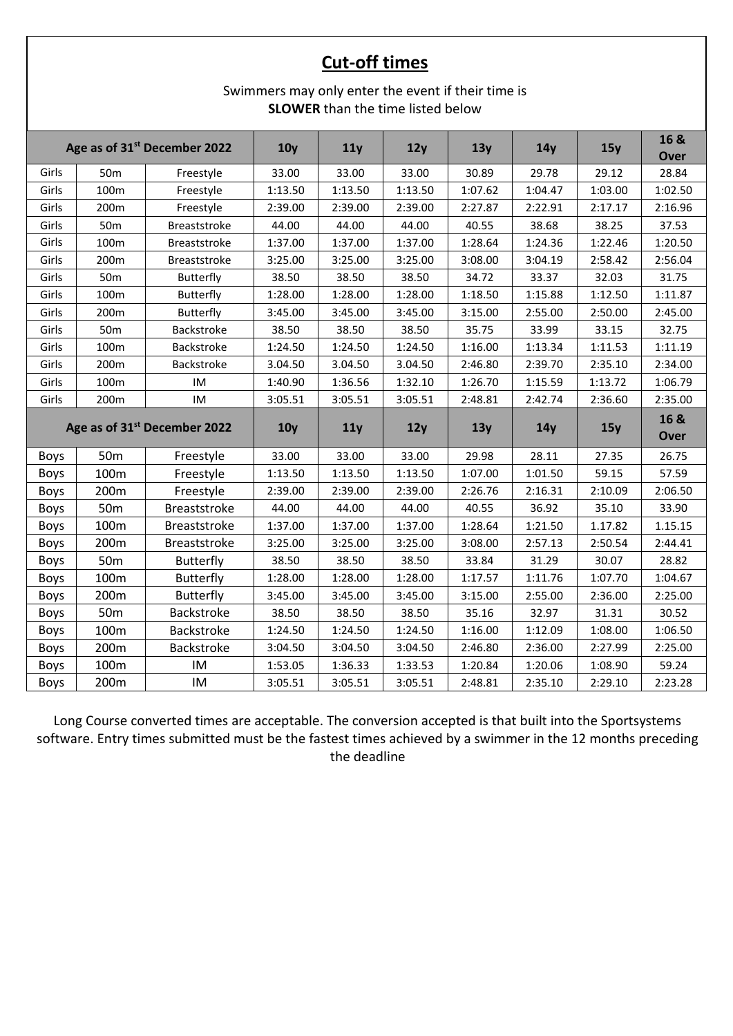## Cut-off times

Swimmers may only enter the event if their time is
**SLOWER** than the time listed below

| Age as of 31st December 2022 | | | 10y | 11y | 12y | 13y | 14y | 15y | 16 & Over |
|---|---|---|---|---|---|---|---|---|---|
| Girls | 50m | Freestyle | 33.00 | 33.00 | 33.00 | 30.89 | 29.78 | 29.12 | 28.84 |
| Girls | 100m | Freestyle | 1:13.50 | 1:13.50 | 1:13.50 | 1:07.62 | 1:04.47 | 1:03.00 | 1:02.50 |
| Girls | 200m | Freestyle | 2:39.00 | 2:39.00 | 2:39.00 | 2:27.87 | 2:22.91 | 2:17.17 | 2:16.96 |
| Girls | 50m | Breaststroke | 44.00 | 44.00 | 44.00 | 40.55 | 38.68 | 38.25 | 37.53 |
| Girls | 100m | Breaststroke | 1:37.00 | 1:37.00 | 1:37.00 | 1:28.64 | 1:24.36 | 1:22.46 | 1:20.50 |
| Girls | 200m | Breaststroke | 3:25.00 | 3:25.00 | 3:25.00 | 3:08.00 | 3:04.19 | 2:58.42 | 2:56.04 |
| Girls | 50m | Butterfly | 38.50 | 38.50 | 38.50 | 34.72 | 33.37 | 32.03 | 31.75 |
| Girls | 100m | Butterfly | 1:28.00 | 1:28.00 | 1:28.00 | 1:18.50 | 1:15.88 | 1:12.50 | 1:11.87 |
| Girls | 200m | Butterfly | 3:45.00 | 3:45.00 | 3:45.00 | 3:15.00 | 2:55.00 | 2:50.00 | 2:45.00 |
| Girls | 50m | Backstroke | 38.50 | 38.50 | 38.50 | 35.75 | 33.99 | 33.15 | 32.75 |
| Girls | 100m | Backstroke | 1:24.50 | 1:24.50 | 1:24.50 | 1:16.00 | 1:13.34 | 1:11.53 | 1:11.19 |
| Girls | 200m | Backstroke | 3.04.50 | 3.04.50 | 3.04.50 | 2:46.80 | 2:39.70 | 2:35.10 | 2:34.00 |
| Girls | 100m | IM | 1:40.90 | 1:36.56 | 1:32.10 | 1:26.70 | 1:15.59 | 1:13.72 | 1:06.79 |
| Girls | 200m | IM | 3:05.51 | 3:05.51 | 3:05.51 | 2:48.81 | 2:42.74 | 2:36.60 | 2:35.00 |
| **Age as of 31st December 2022** | | | **10y** | **11y** | **12y** | **13y** | **14y** | **15y** | **16 & Over** |
| Boys | 50m | Freestyle | 33.00 | 33.00 | 33.00 | 29.98 | 28.11 | 27.35 | 26.75 |
| Boys | 100m | Freestyle | 1:13.50 | 1:13.50 | 1:13.50 | 1:07.00 | 1:01.50 | 59.15 | 57.59 |
| Boys | 200m | Freestyle | 2:39.00 | 2:39.00 | 2:39.00 | 2:26.76 | 2:16.31 | 2:10.09 | 2:06.50 |
| Boys | 50m | Breaststroke | 44.00 | 44.00 | 44.00 | 40.55 | 36.92 | 35.10 | 33.90 |
| Boys | 100m | Breaststroke | 1:37.00 | 1:37.00 | 1:37.00 | 1:28.64 | 1:21.50 | 1.17.82 | 1.15.15 |
| Boys | 200m | Breaststroke | 3:25.00 | 3:25.00 | 3:25.00 | 3:08.00 | 2:57.13 | 2:50.54 | 2:44.41 |
| Boys | 50m | Butterfly | 38.50 | 38.50 | 38.50 | 33.84 | 31.29 | 30.07 | 28.82 |
| Boys | 100m | Butterfly | 1:28.00 | 1:28.00 | 1:28.00 | 1:17.57 | 1:11.76 | 1:07.70 | 1:04.67 |
| Boys | 200m | Butterfly | 3:45.00 | 3:45.00 | 3:45.00 | 3:15.00 | 2:55.00 | 2:36.00 | 2:25.00 |
| Boys | 50m | Backstroke | 38.50 | 38.50 | 38.50 | 35.16 | 32.97 | 31.31 | 30.52 |
| Boys | 100m | Backstroke | 1:24.50 | 1:24.50 | 1:24.50 | 1:16.00 | 1:12.09 | 1:08.00 | 1:06.50 |
| Boys | 200m | Backstroke | 3:04.50 | 3:04.50 | 3:04.50 | 2:46.80 | 2:36.00 | 2:27.99 | 2:25.00 |
| Boys | 100m | IM | 1:53.05 | 1:36.33 | 1:33.53 | 1:20.84 | 1:20.06 | 1:08.90 | 59.24 |
| Boys | 200m | IM | 3:05.51 | 3:05.51 | 3:05.51 | 2:48.81 | 2:35.10 | 2:29.10 | 2:23.28 |

Long Course converted times are acceptable. The conversion accepted is that built into the Sportsystems software. Entry times submitted must be the fastest times achieved by a swimmer in the 12 months preceding the deadline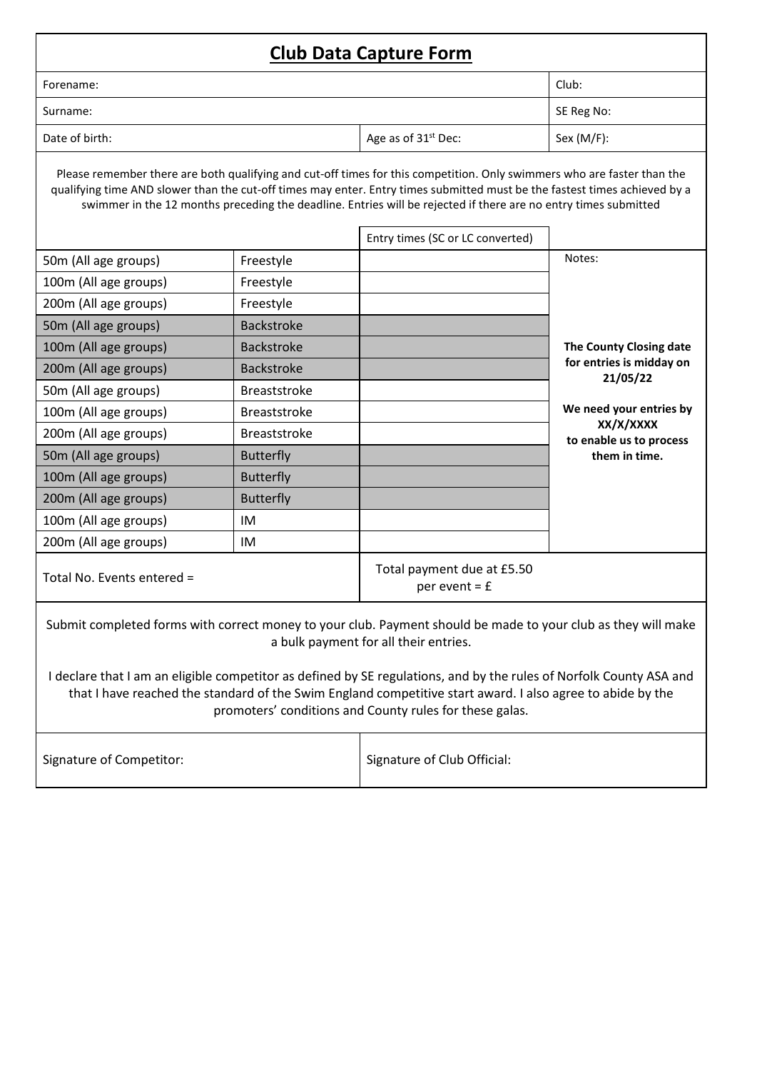# Club Data Capture Form

| Forename: | | Club: |
|---|---|---|
| Surname: | | SE Reg No: |
| Date of birth: | Age as of 31st Dec: | Sex (M/F): |

Please remember there are both qualifying and cut-off times for this competition. Only swimmers who are faster than the qualifying time AND slower than the cut-off times may enter. Entry times submitted must be the fastest times achieved by a swimmer in the 12 months preceding the deadline. Entries will be rejected if there are no entry times submitted

| | | Entry times (SC or LC converted) | |
|---|---|---|---|
| 50m (All age groups) | Freestyle | | Notes: |
| 100m (All age groups) | Freestyle | | |
| 200m (All age groups) | Freestyle | | |
| 50m (All age groups) | Backstroke | | |
| 100m (All age groups) | Backstroke | | **The County Closing date for entries is midday on 21/05/22** |
| 200m (All age groups) | Backstroke | | |
| 50m (All age groups) | Breaststroke | | |
| 100m (All age groups) | Breaststroke | | **We need your entries by XX/X/XXXX to enable us to process them in time.** |
| 200m (All age groups) | Breaststroke | | |
| 50m (All age groups) | Butterfly | | |
| 100m (All age groups) | Butterfly | | |
| 200m (All age groups) | Butterfly | | |
| 100m (All age groups) | IM | | |
| 200m (All age groups) | IM | | |
| Total No. Events entered = | | Total payment due at £5.50 per event = £ | |

Submit completed forms with correct money to your club. Payment should be made to your club as they will make a bulk payment for all their entries.

I declare that I am an eligible competitor as defined by SE regulations, and by the rules of Norfolk County ASA and that I have reached the standard of the Swim England competitive start award. I also agree to abide by the promoters' conditions and County rules for these galas.

| Signature of Competitor: | Signature of Club Official: |
|---|---|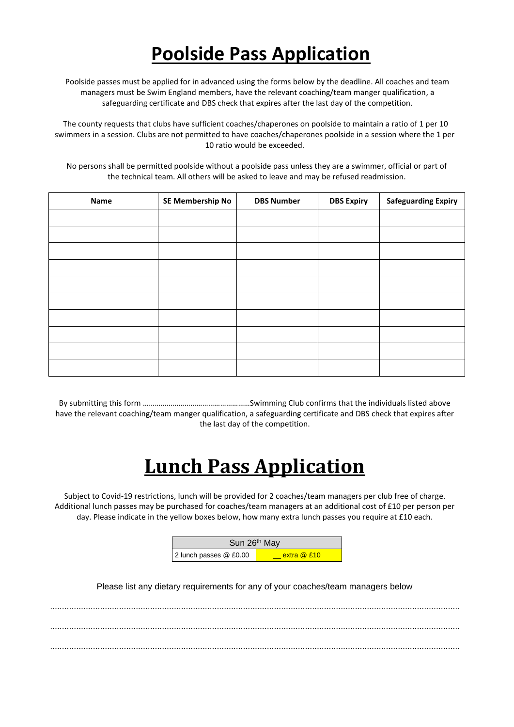# Poolside Pass Application

Poolside passes must be applied for in advanced using the forms below by the deadline. All coaches and team managers must be Swim England members, have the relevant coaching/team manger qualification, a safeguarding certificate and DBS check that expires after the last day of the competition.

The county requests that clubs have sufficient coaches/chaperones on poolside to maintain a ratio of 1 per 10 swimmers in a session. Clubs are not permitted to have coaches/chaperones poolside in a session where the 1 per 10 ratio would be exceeded.

No persons shall be permitted poolside without a poolside pass unless they are a swimmer, official or part of the technical team. All others will be asked to leave and may be refused readmission.

| Name | SE Membership No | DBS Number | DBS Expiry | Safeguarding Expiry |
|---|---|---|---|---|
| | | | | |
| | | | | |
| | | | | |
| | | | | |
| | | | | |
| | | | | |
| | | | | |
| | | | | |
| | | | | |
| | | | | |

By submitting this form ………………………………………………Swimming Club confirms that the individuals listed above have the relevant coaching/team manger qualification, a safeguarding certificate and DBS check that expires after the last day of the competition.

# Lunch Pass Application

Subject to Covid-19 restrictions, lunch will be provided for 2 coaches/team managers per club free of charge. Additional lunch passes may be purchased for coaches/team managers at an additional cost of £10 per person per day. Please indicate in the yellow boxes below, how many extra lunch passes you require at £10 each.

| Sun 26th May | |
|---|---|
| 2 lunch passes @ £0.00 | __ extra @ £10 |

Please list any dietary requirements for any of your coaches/team managers below

..........................................................................................................................................................

..........................................................................................................................................................

..........................................................................................................................................................